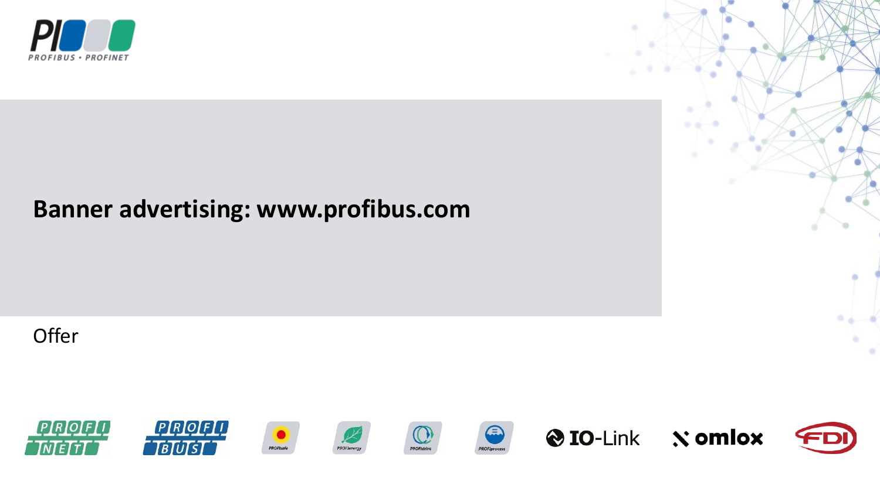# Banner advertising: www.profibus.com

Offer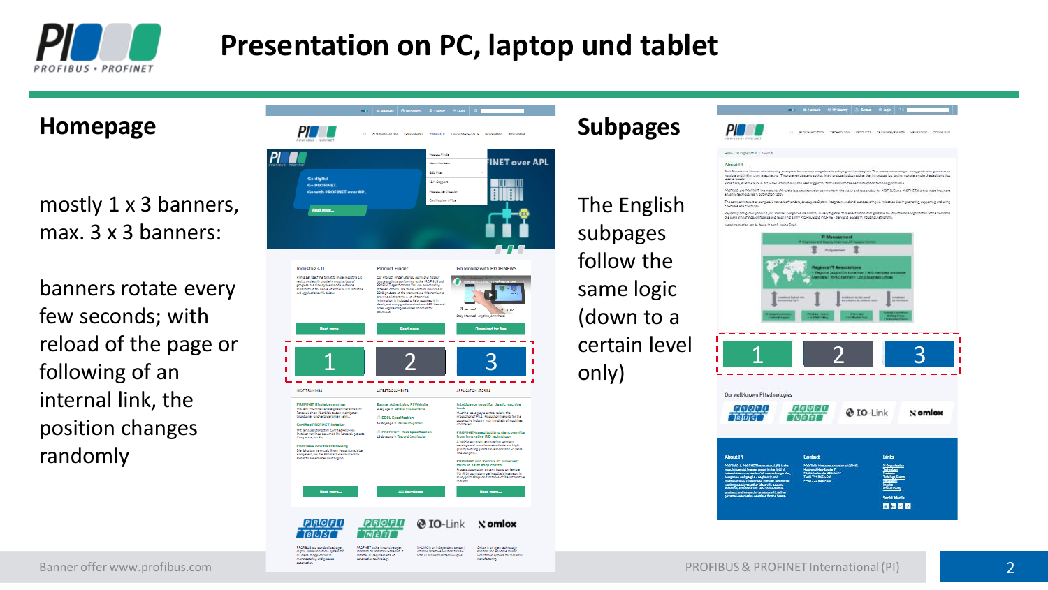# Presentation on PC, laptop und tablet

## Homepage

mostly 1 x 3 banners, max. 3 x 3 banners:

banners rotate every few seconds; with reload of the page or following of an internal link, the position changes randomly

1 2 3

## Subpages

The English subpages follow the same logic (down to a certain level only)

1 2 3

Banner offer www.profibus.com

PROFIBUS & PROFINET International (PI)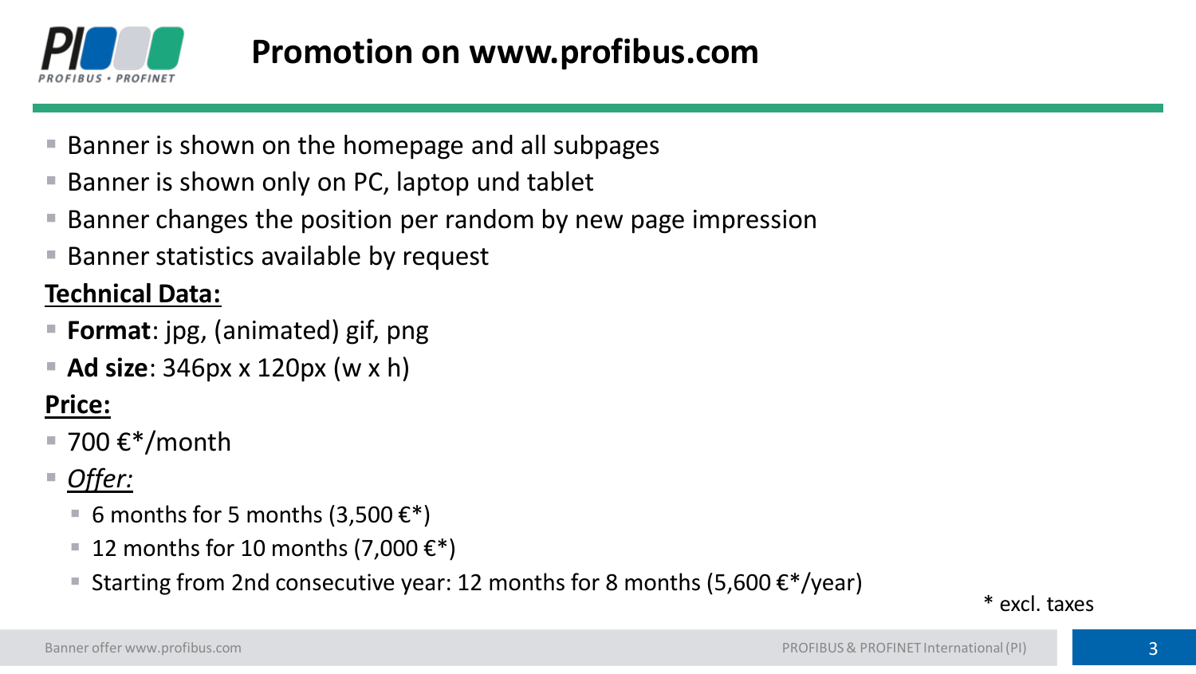# Promotion on www.profibus.com

- Banner is shown on the homepage and all subpages
- Banner is shown only on PC, laptop und tablet
- Banner changes the position per random by new page impression
- Banner statistics available by request

**Technical Data:**

- **Format**: jpg, (animated) gif, png
- **Ad size**: 346px x 120px (w x h)

**Price:**

- 700 €*/month
- *Offer:*
  - 6 months for 5 months (3,500 €*)
  - 12 months for 10 months (7,000 €*)
  - Starting from 2nd consecutive year: 12 months for 8 months (5,600 €*/year)

\* excl. taxes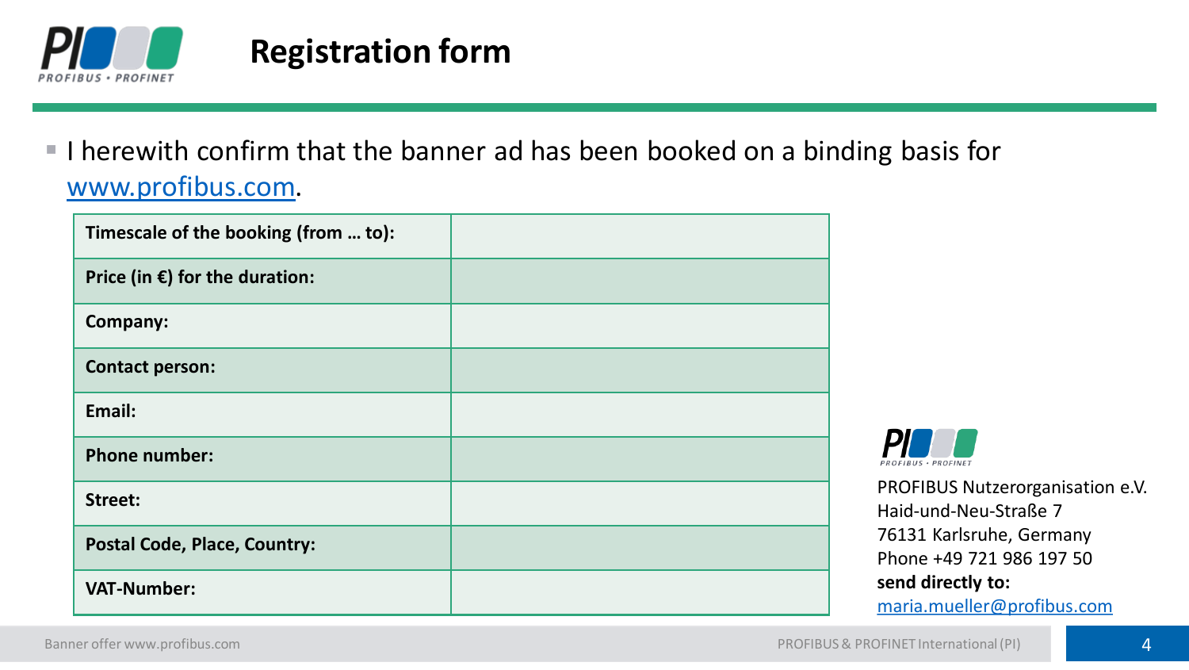# Registration form

- I herewith confirm that the banner ad has been booked on a binding basis for www.profibus.com.

| | |
|---|---|
| **Timescale of the booking (from … to):** | |
| **Price (in €) for the duration:** | |
| **Company:** | |
| **Contact person:** | |
| **Email:** | |
| **Phone number:** | |
| **Street:** | |
| **Postal Code, Place, Country:** | |
| **VAT-Number:** | |

PROFIBUS Nutzerorganisation e.V.
Haid-und-Neu-Straße 7
76131 Karlsruhe, Germany
Phone +49 721 986 197 50
**send directly to:**
maria.mueller@profibus.com